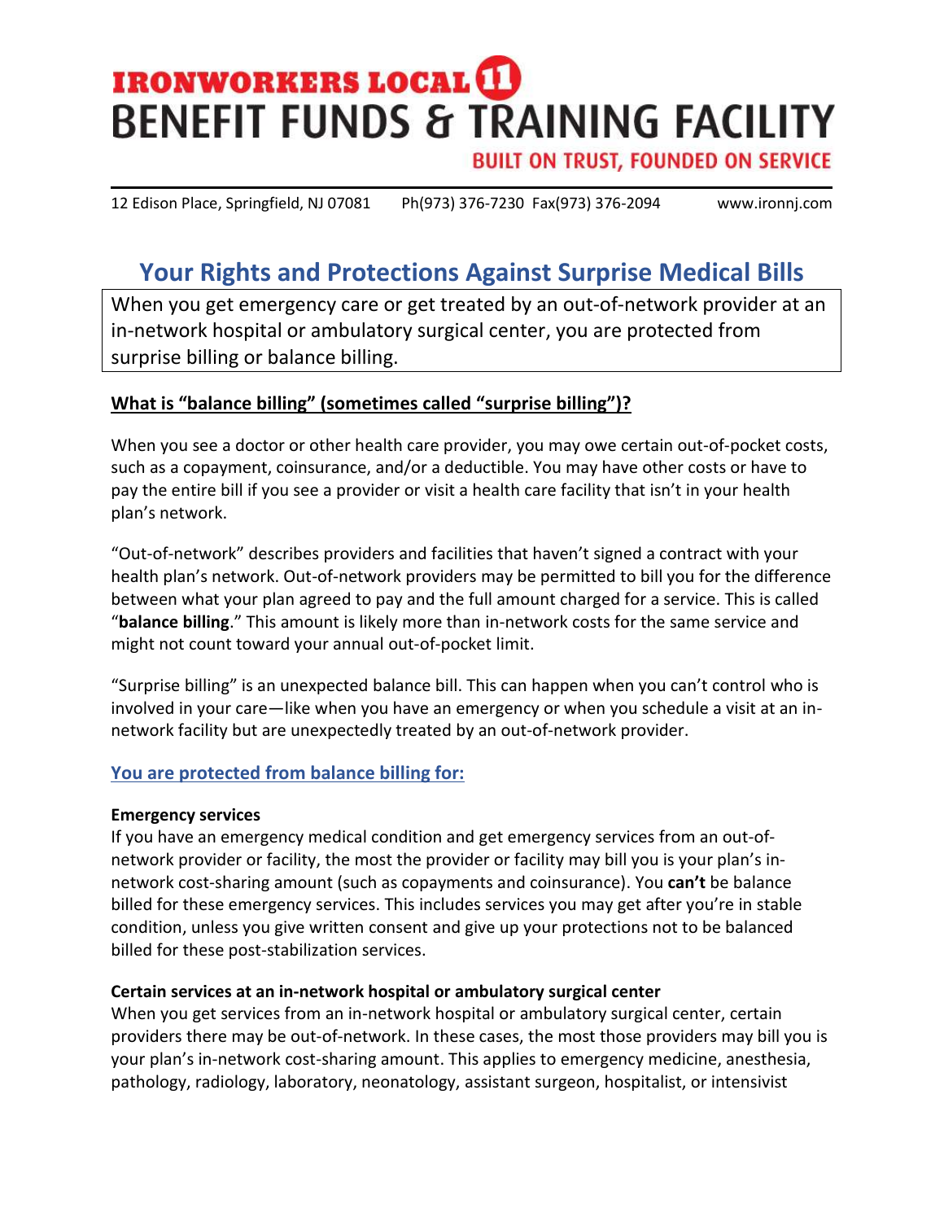# IRONWORKERS LOCAL 11
# BENEFIT FUNDS & TRAINING FACILITY

**BUILT ON TRUST, FOUNDED ON SERVICE**

12 Edison Place, Springfield, NJ 07081   Ph(973) 376-7230 Fax(973) 376-2094   www.ironnj.com

## Your Rights and Protections Against Surprise Medical Bills

When you get emergency care or get treated by an out-of-network provider at an in-network hospital or ambulatory surgical center, you are protected from surprise billing or balance billing.

### What is "balance billing" (sometimes called "surprise billing")?

When you see a doctor or other health care provider, you may owe certain out-of-pocket costs, such as a copayment, coinsurance, and/or a deductible. You may have other costs or have to pay the entire bill if you see a provider or visit a health care facility that isn't in your health plan's network.

"Out-of-network" describes providers and facilities that haven't signed a contract with your health plan's network. Out-of-network providers may be permitted to bill you for the difference between what your plan agreed to pay and the full amount charged for a service. This is called "**balance billing**." This amount is likely more than in-network costs for the same service and might not count toward your annual out-of-pocket limit.

"Surprise billing" is an unexpected balance bill. This can happen when you can't control who is involved in your care—like when you have an emergency or when you schedule a visit at an in-network facility but are unexpectedly treated by an out-of-network provider.

### You are protected from balance billing for:

**Emergency services**
If you have an emergency medical condition and get emergency services from an out-of-network provider or facility, the most the provider or facility may bill you is your plan's in-network cost-sharing amount (such as copayments and coinsurance). You **can't** be balance billed for these emergency services. This includes services you may get after you're in stable condition, unless you give written consent and give up your protections not to be balanced billed for these post-stabilization services.

**Certain services at an in-network hospital or ambulatory surgical center**
When you get services from an in-network hospital or ambulatory surgical center, certain providers there may be out-of-network. In these cases, the most those providers may bill you is your plan's in-network cost-sharing amount. This applies to emergency medicine, anesthesia, pathology, radiology, laboratory, neonatology, assistant surgeon, hospitalist, or intensivist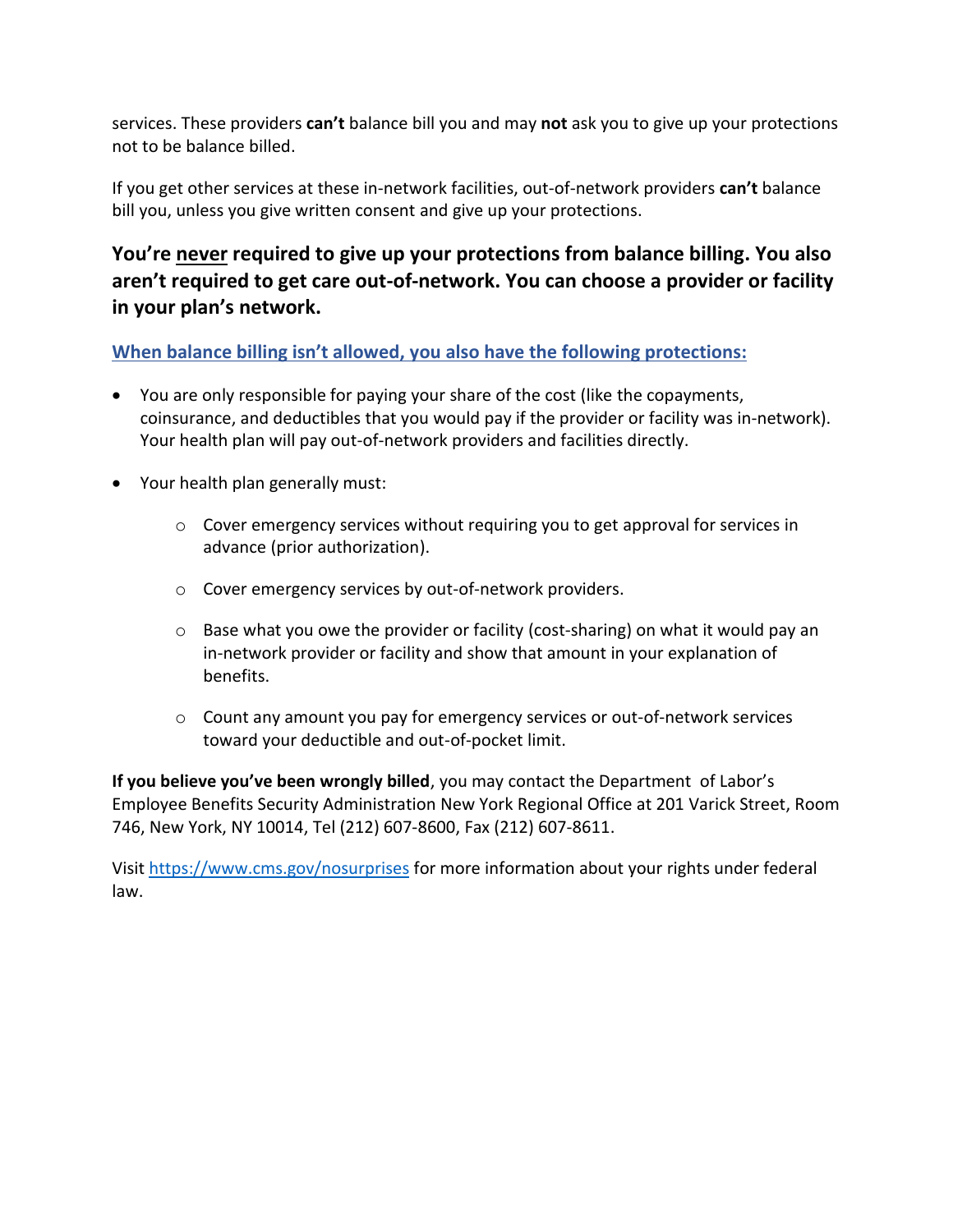services. These providers **can't** balance bill you and may **not** ask you to give up your protections not to be balance billed.

If you get other services at these in-network facilities, out-of-network providers **can't** balance bill you, unless you give written consent and give up your protections.

**You're <u>never</u> required to give up your protections from balance billing. You also aren't required to get care out-of-network. You can choose a provider or facility in your plan's network.**

**When balance billing isn't allowed, you also have the following protections:**

- You are only responsible for paying your share of the cost (like the copayments, coinsurance, and deductibles that you would pay if the provider or facility was in-network). Your health plan will pay out-of-network providers and facilities directly.
- Your health plan generally must:
  - Cover emergency services without requiring you to get approval for services in advance (prior authorization).
  - Cover emergency services by out-of-network providers.
  - Base what you owe the provider or facility (cost-sharing) on what it would pay an in-network provider or facility and show that amount in your explanation of benefits.
  - Count any amount you pay for emergency services or out-of-network services toward your deductible and out-of-pocket limit.

**If you believe you've been wrongly billed**, you may contact the Department of Labor's Employee Benefits Security Administration New York Regional Office at 201 Varick Street, Room 746, New York, NY 10014, Tel (212) 607-8600, Fax (212) 607-8611.

Visit [https://www.cms.gov/nosurprises](https://www.cms.gov/nosurprises) for more information about your rights under federal law.